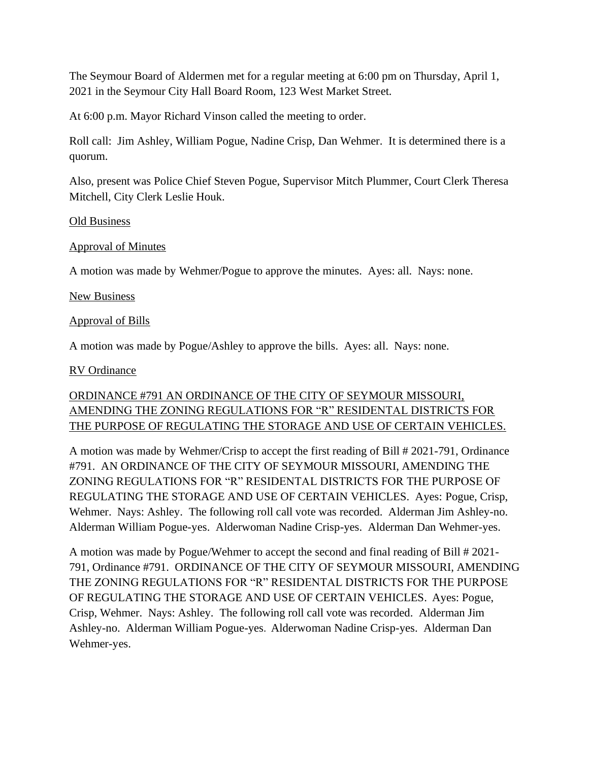The Seymour Board of Aldermen met for a regular meeting at 6:00 pm on Thursday, April 1, 2021 in the Seymour City Hall Board Room, 123 West Market Street.

At 6:00 p.m. Mayor Richard Vinson called the meeting to order.

Roll call: Jim Ashley, William Pogue, Nadine Crisp, Dan Wehmer. It is determined there is a quorum.

Also, present was Police Chief Steven Pogue, Supervisor Mitch Plummer, Court Clerk Theresa Mitchell, City Clerk Leslie Houk.

<u>Old Business</u>

<u>Approval of Minutes</u>

A motion was made by Wehmer/Pogue to approve the minutes. Ayes: all. Nays: none.

<u>New Business</u>

<u>Approval of Bills</u>

A motion was made by Pogue/Ashley to approve the bills. Ayes: all. Nays: none.

<u>RV Ordinance</u>

<u>ORDINANCE #791 AN ORDINANCE OF THE CITY OF SEYMOUR MISSOURI, AMENDING THE ZONING REGULATIONS FOR "R" RESIDENTAL DISTRICTS FOR THE PURPOSE OF REGULATING THE STORAGE AND USE OF CERTAIN VEHICLES.</u>

A motion was made by Wehmer/Crisp to accept the first reading of Bill # 2021-791, Ordinance #791. AN ORDINANCE OF THE CITY OF SEYMOUR MISSOURI, AMENDING THE ZONING REGULATIONS FOR "R" RESIDENTAL DISTRICTS FOR THE PURPOSE OF REGULATING THE STORAGE AND USE OF CERTAIN VEHICLES. Ayes: Pogue, Crisp, Wehmer. Nays: Ashley. The following roll call vote was recorded. Alderman Jim Ashley-no. Alderman William Pogue-yes. Alderwoman Nadine Crisp-yes. Alderman Dan Wehmer-yes.

A motion was made by Pogue/Wehmer to accept the second and final reading of Bill # 2021-791, Ordinance #791. ORDINANCE OF THE CITY OF SEYMOUR MISSOURI, AMENDING THE ZONING REGULATIONS FOR "R" RESIDENTAL DISTRICTS FOR THE PURPOSE OF REGULATING THE STORAGE AND USE OF CERTAIN VEHICLES. Ayes: Pogue, Crisp, Wehmer. Nays: Ashley. The following roll call vote was recorded. Alderman Jim Ashley-no. Alderman William Pogue-yes. Alderwoman Nadine Crisp-yes. Alderman Dan Wehmer-yes.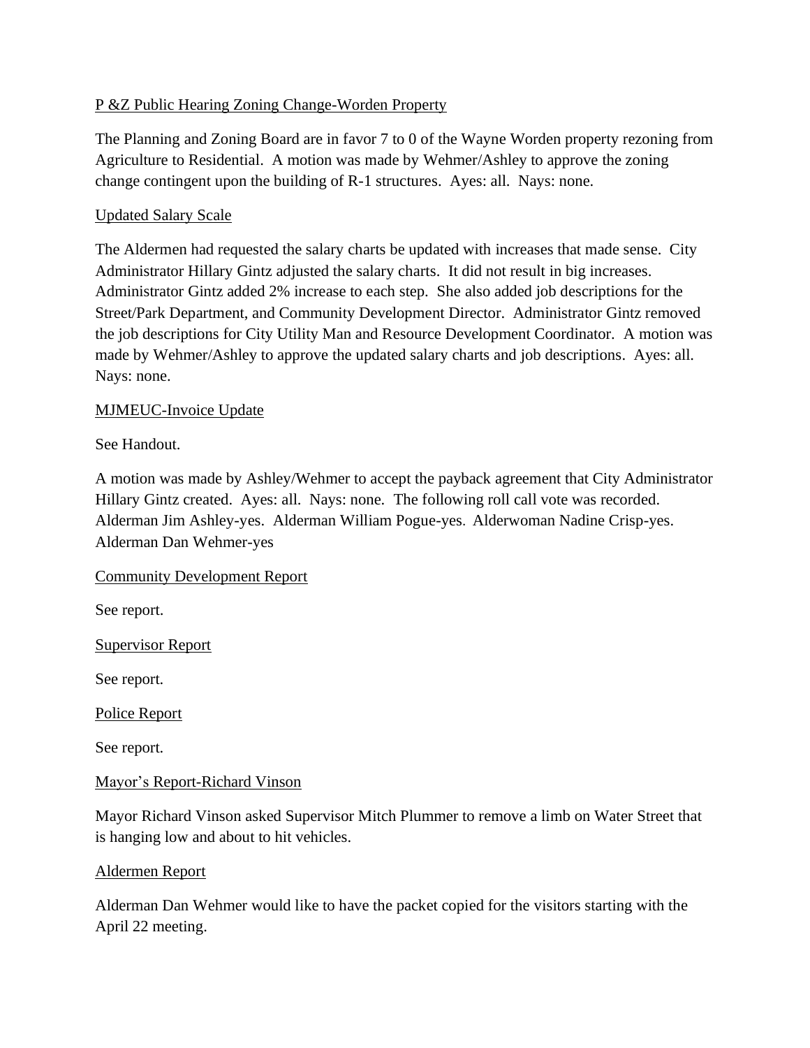P &Z Public Hearing Zoning Change-Worden Property

The Planning and Zoning Board are in favor 7 to 0 of the Wayne Worden property rezoning from Agriculture to Residential. A motion was made by Wehmer/Ashley to approve the zoning change contingent upon the building of R-1 structures. Ayes: all. Nays: none.

Updated Salary Scale

The Aldermen had requested the salary charts be updated with increases that made sense. City Administrator Hillary Gintz adjusted the salary charts. It did not result in big increases. Administrator Gintz added 2% increase to each step. She also added job descriptions for the Street/Park Department, and Community Development Director. Administrator Gintz removed the job descriptions for City Utility Man and Resource Development Coordinator. A motion was made by Wehmer/Ashley to approve the updated salary charts and job descriptions. Ayes: all. Nays: none.

MJMEUC-Invoice Update

See Handout.

A motion was made by Ashley/Wehmer to accept the payback agreement that City Administrator Hillary Gintz created. Ayes: all. Nays: none. The following roll call vote was recorded. Alderman Jim Ashley-yes. Alderman William Pogue-yes. Alderwoman Nadine Crisp-yes. Alderman Dan Wehmer-yes

Community Development Report

See report.

Supervisor Report

See report.

Police Report

See report.

Mayor's Report-Richard Vinson

Mayor Richard Vinson asked Supervisor Mitch Plummer to remove a limb on Water Street that is hanging low and about to hit vehicles.

Aldermen Report

Alderman Dan Wehmer would like to have the packet copied for the visitors starting with the April 22 meeting.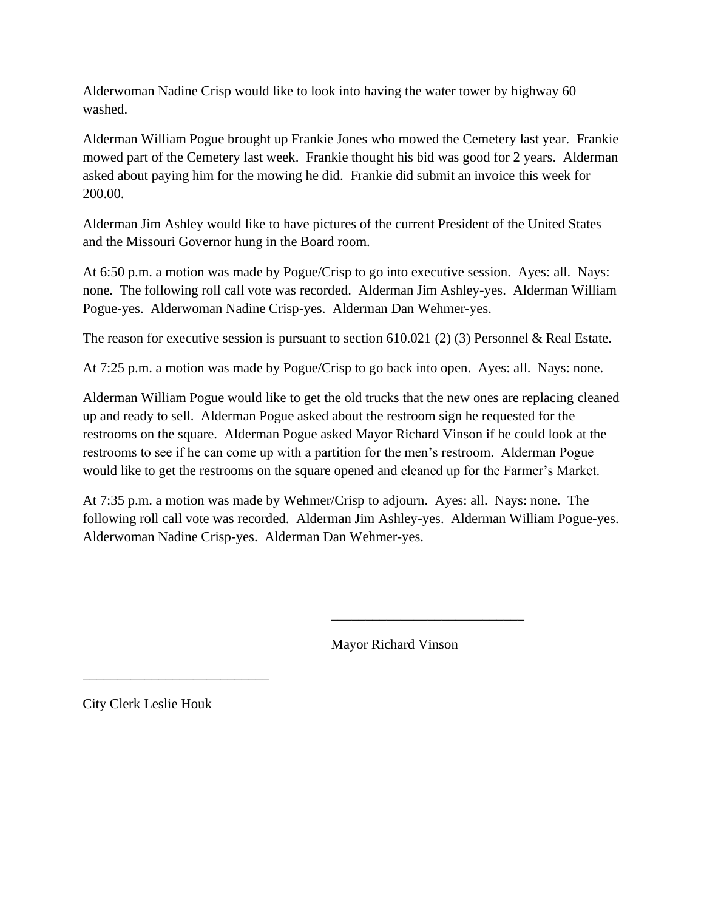Alderwoman Nadine Crisp would like to look into having the water tower by highway 60 washed.

Alderman William Pogue brought up Frankie Jones who mowed the Cemetery last year. Frankie mowed part of the Cemetery last week. Frankie thought his bid was good for 2 years. Alderman asked about paying him for the mowing he did. Frankie did submit an invoice this week for 200.00.

Alderman Jim Ashley would like to have pictures of the current President of the United States and the Missouri Governor hung in the Board room.

At 6:50 p.m. a motion was made by Pogue/Crisp to go into executive session. Ayes: all. Nays: none. The following roll call vote was recorded. Alderman Jim Ashley-yes. Alderman William Pogue-yes. Alderwoman Nadine Crisp-yes. Alderman Dan Wehmer-yes.

The reason for executive session is pursuant to section 610.021 (2) (3) Personnel & Real Estate.

At 7:25 p.m. a motion was made by Pogue/Crisp to go back into open. Ayes: all. Nays: none.

Alderman William Pogue would like to get the old trucks that the new ones are replacing cleaned up and ready to sell. Alderman Pogue asked about the restroom sign he requested for the restrooms on the square. Alderman Pogue asked Mayor Richard Vinson if he could look at the restrooms to see if he can come up with a partition for the men's restroom. Alderman Pogue would like to get the restrooms on the square opened and cleaned up for the Farmer's Market.

At 7:35 p.m. a motion was made by Wehmer/Crisp to adjourn. Ayes: all. Nays: none. The following roll call vote was recorded. Alderman Jim Ashley-yes. Alderman William Pogue-yes. Alderwoman Nadine Crisp-yes. Alderman Dan Wehmer-yes.

____________________________

Mayor Richard Vinson

___________________________

City Clerk Leslie Houk